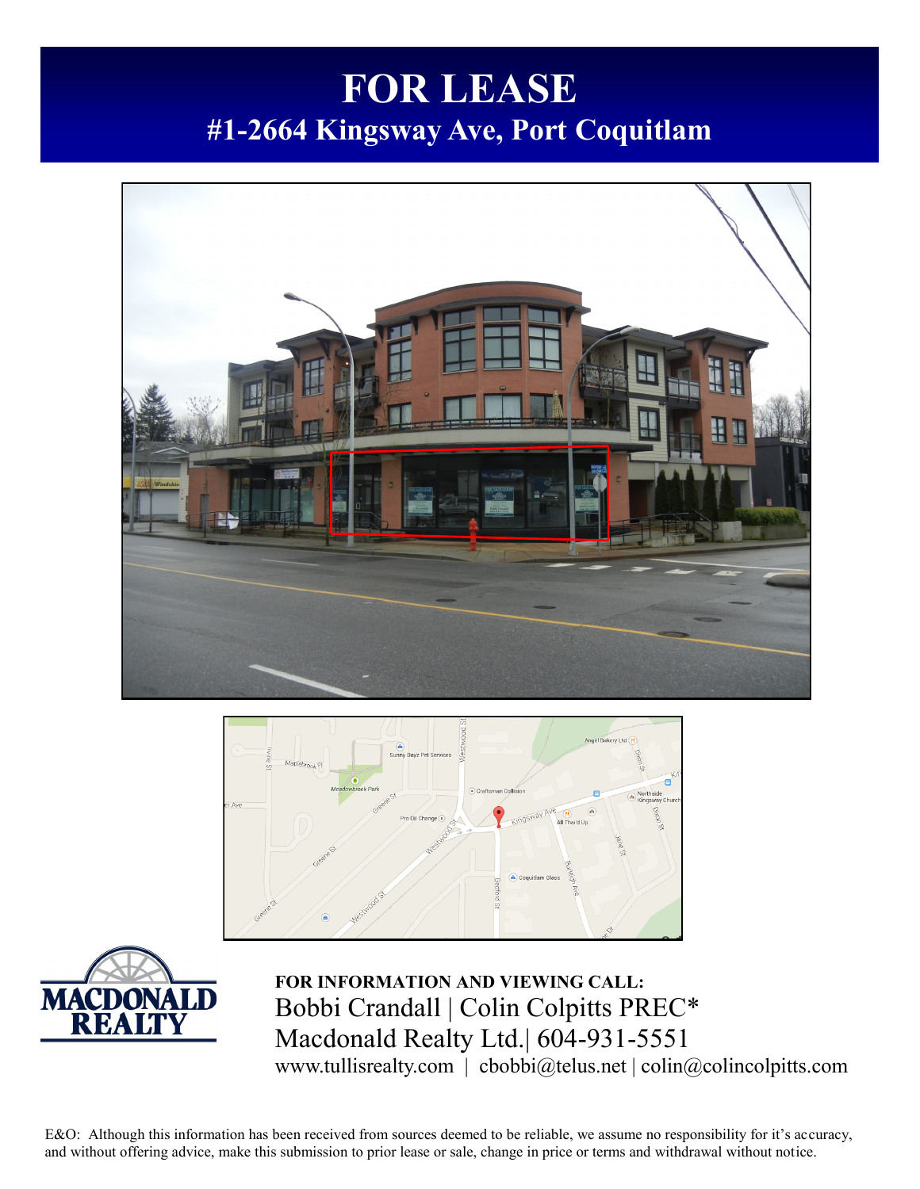# FOR LEASE

## #1-2664 Kingsway Ave, Port Coquitlam

**FOR INFORMATION AND VIEWING CALL:**

Bobbi Crandall | Colin Colpitts PREC*

Macdonald Realty Ltd.| 604-931-5551

www.tullisrealty.com | cbobbi@telus.net | colin@colincolpitts.com

E&O: Although this information has been received from sources deemed to be reliable, we assume no responsibility for it's accuracy, and without offering advice, make this submission to prior lease or sale, change in price or terms and withdrawal without notice.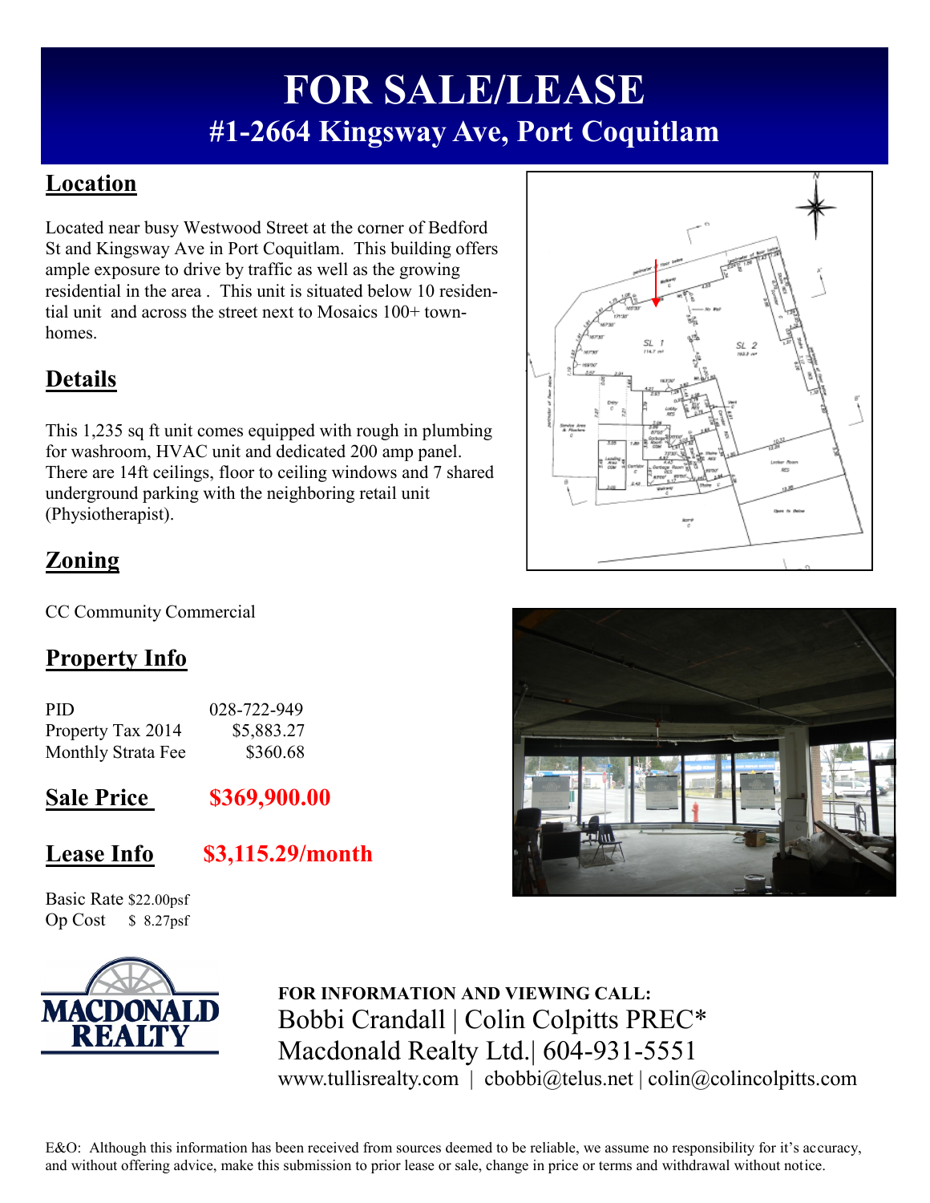# FOR SALE/LEASE

## #1-2664 Kingsway Ave, Port Coquitlam

## Location

Located near busy Westwood Street at the corner of Bedford St and Kingsway Ave in Port Coquitlam. This building offers ample exposure to drive by traffic as well as the growing residential in the area . This unit is situated below 10 residential unit and across the street next to Mosaics 100+ townhomes.

## Details

This 1,235 sq ft unit comes equipped with rough in plumbing for washroom, HVAC unit and dedicated 200 amp panel. There are 14ft ceilings, floor to ceiling windows and 7 shared underground parking with the neighboring retail unit (Physiotherapist).

## Zoning

CC Community Commercial

## Property Info

| | |
|---|---|
| PID | 028-722-949 |
| Property Tax 2014 | $5,883.27 |
| Monthly Strata Fee | $360.68 |

## Sale Price **$369,900.00**

## Lease Info **$3,115.29/month**

Basic Rate $22.00psf
Op Cost $ 8.27psf

**FOR INFORMATION AND VIEWING CALL:**
Bobbi Crandall | Colin Colpitts PREC*
Macdonald Realty Ltd.| 604-931-5551
www.tullisrealty.com | cbobbi@telus.net | colin@colincolpitts.com

E&O: Although this information has been received from sources deemed to be reliable, we assume no responsibility for it's accuracy, and without offering advice, make this submission to prior lease or sale, change in price or terms and withdrawal without notice.